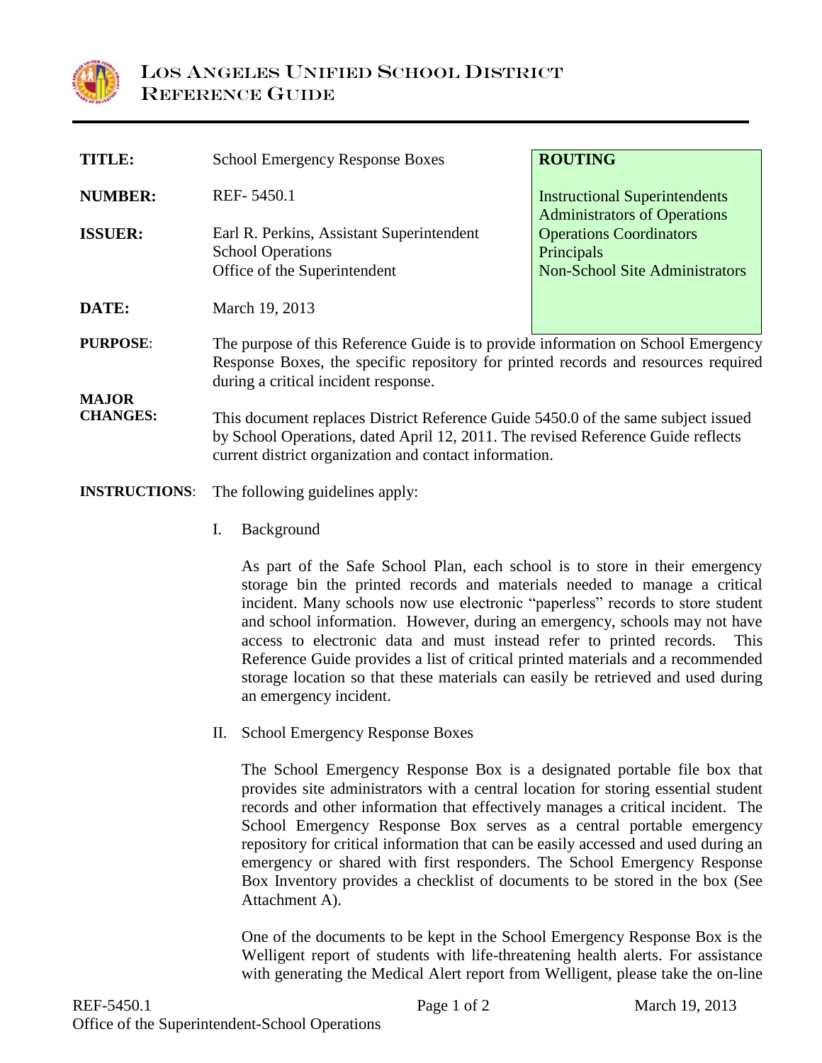# Los Angeles Unified School District
## Reference Guide

| | | |
|---|---|---|
| **TITLE:** | School Emergency Response Boxes | **ROUTING** |
| **NUMBER:** | REF- 5450.1 | Instructional Superintendents<br>Administrators of Operations<br>Operations Coordinators<br>Principals<br>Non-School Site Administrators |
| **ISSUER:** | Earl R. Perkins, Assistant Superintendent<br>School Operations<br>Office of the Superintendent | |
| **DATE:** | March 19, 2013 | |

**PURPOSE**: The purpose of this Reference Guide is to provide information on School Emergency Response Boxes, the specific repository for printed records and resources required during a critical incident response.

**MAJOR CHANGES:** This document replaces District Reference Guide 5450.0 of the same subject issued by School Operations, dated April 12, 2011. The revised Reference Guide reflects current district organization and contact information.

**INSTRUCTIONS**: The following guidelines apply:

I. Background

As part of the Safe School Plan, each school is to store in their emergency storage bin the printed records and materials needed to manage a critical incident. Many schools now use electronic "paperless" records to store student and school information. However, during an emergency, schools may not have access to electronic data and must instead refer to printed records. This Reference Guide provides a list of critical printed materials and a recommended storage location so that these materials can easily be retrieved and used during an emergency incident.

II. School Emergency Response Boxes

The School Emergency Response Box is a designated portable file box that provides site administrators with a central location for storing essential student records and other information that effectively manages a critical incident. The School Emergency Response Box serves as a central portable emergency repository for critical information that can be easily accessed and used during an emergency or shared with first responders. The School Emergency Response Box Inventory provides a checklist of documents to be stored in the box (See Attachment A).

One of the documents to be kept in the School Emergency Response Box is the Welligent report of students with life-threatening health alerts. For assistance with generating the Medical Alert report from Welligent, please take the on-line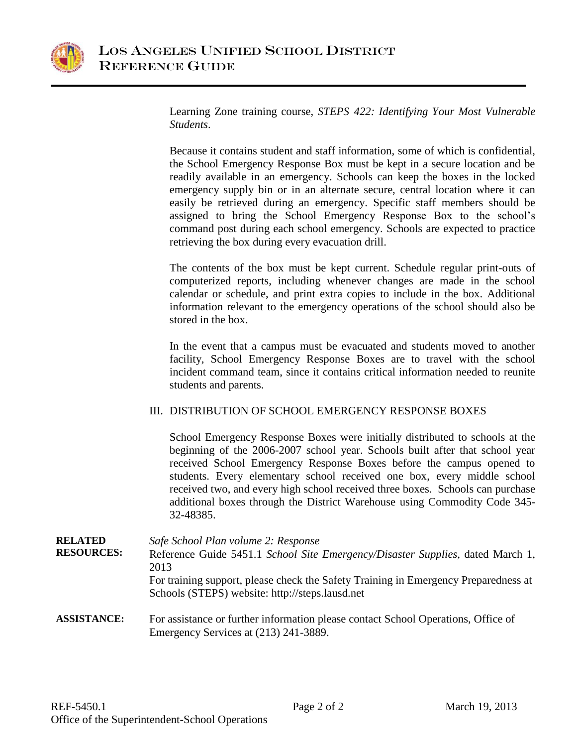Learning Zone training course, *STEPS 422: Identifying Your Most Vulnerable Students*.

Because it contains student and staff information, some of which is confidential, the School Emergency Response Box must be kept in a secure location and be readily available in an emergency. Schools can keep the boxes in the locked emergency supply bin or in an alternate secure, central location where it can easily be retrieved during an emergency. Specific staff members should be assigned to bring the School Emergency Response Box to the school's command post during each school emergency. Schools are expected to practice retrieving the box during every evacuation drill.

The contents of the box must be kept current. Schedule regular print-outs of computerized reports, including whenever changes are made in the school calendar or schedule, and print extra copies to include in the box. Additional information relevant to the emergency operations of the school should also be stored in the box.

In the event that a campus must be evacuated and students moved to another facility, School Emergency Response Boxes are to travel with the school incident command team, since it contains critical information needed to reunite students and parents.

III. DISTRIBUTION OF SCHOOL EMERGENCY RESPONSE BOXES

School Emergency Response Boxes were initially distributed to schools at the beginning of the 2006-2007 school year. Schools built after that school year received School Emergency Response Boxes before the campus opened to students. Every elementary school received one box, every middle school received two, and every high school received three boxes. Schools can purchase additional boxes through the District Warehouse using Commodity Code 345-32-48385.

**RELATED RESOURCES:**

*Safe School Plan volume 2: Response*

Reference Guide 5451.1 *School Site Emergency/Disaster Supplies*, dated March 1, 2013

For training support, please check the Safety Training in Emergency Preparedness at Schools (STEPS) website: http://steps.lausd.net

**ASSISTANCE:** For assistance or further information please contact School Operations, Office of Emergency Services at (213) 241-3889.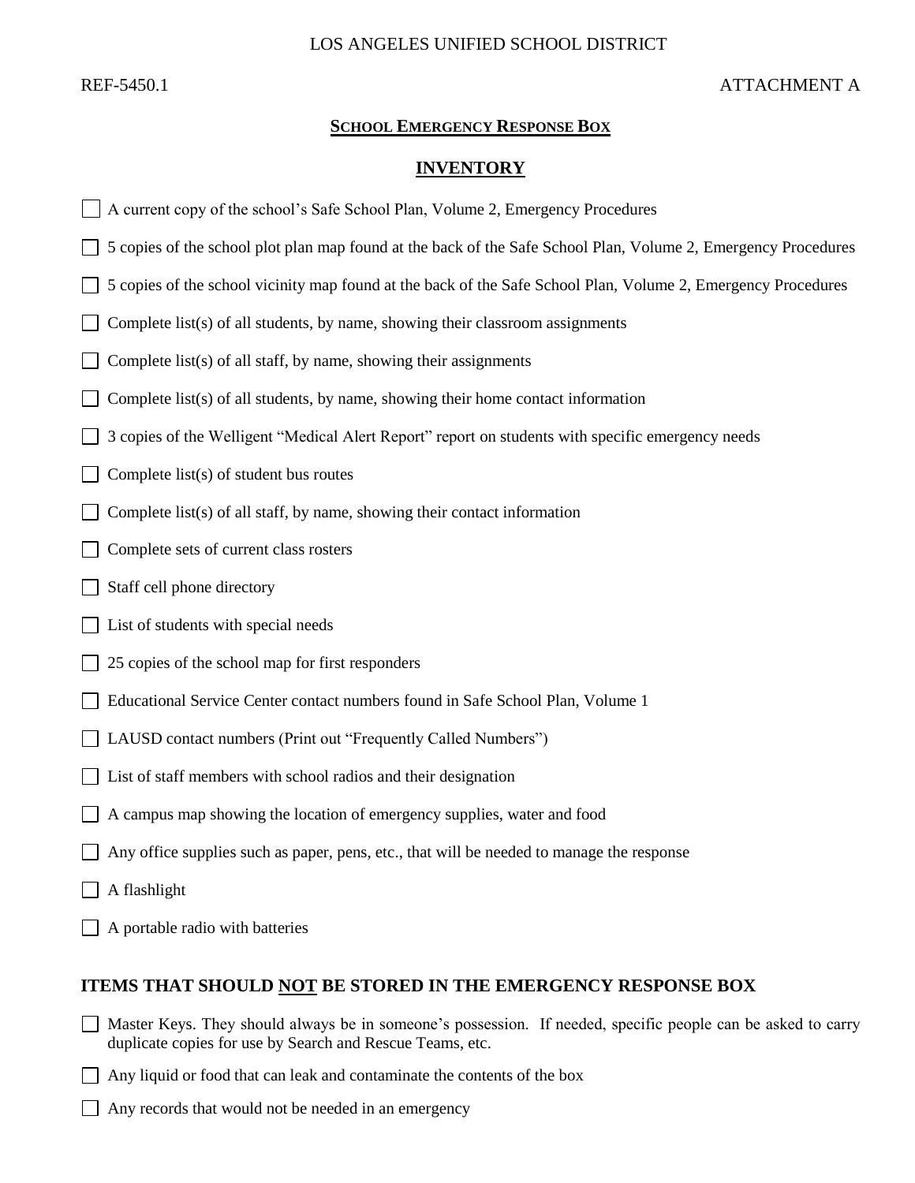LOS ANGELES UNIFIED SCHOOL DISTRICT

REF-5450.1 ATTACHMENT A

**SCHOOL EMERGENCY RESPONSE BOX**

## INVENTORY

- ☐ A current copy of the school's Safe School Plan, Volume 2, Emergency Procedures
- ☐ 5 copies of the school plot plan map found at the back of the Safe School Plan, Volume 2, Emergency Procedures
- ☐ 5 copies of the school vicinity map found at the back of the Safe School Plan, Volume 2, Emergency Procedures
- ☐ Complete list(s) of all students, by name, showing their classroom assignments
- ☐ Complete list(s) of all staff, by name, showing their assignments
- ☐ Complete list(s) of all students, by name, showing their home contact information
- ☐ 3 copies of the Welligent "Medical Alert Report" report on students with specific emergency needs
- ☐ Complete list(s) of student bus routes
- ☐ Complete list(s) of all staff, by name, showing their contact information
- ☐ Complete sets of current class rosters
- ☐ Staff cell phone directory
- ☐ List of students with special needs
- ☐ 25 copies of the school map for first responders
- ☐ Educational Service Center contact numbers found in Safe School Plan, Volume 1
- ☐ LAUSD contact numbers (Print out "Frequently Called Numbers")
- ☐ List of staff members with school radios and their designation
- ☐ A campus map showing the location of emergency supplies, water and food
- ☐ Any office supplies such as paper, pens, etc., that will be needed to manage the response
- ☐ A flashlight
- ☐ A portable radio with batteries

## ITEMS THAT SHOULD NOT BE STORED IN THE EMERGENCY RESPONSE BOX

- ☐ Master Keys. They should always be in someone's possession. If needed, specific people can be asked to carry duplicate copies for use by Search and Rescue Teams, etc.
- ☐ Any liquid or food that can leak and contaminate the contents of the box
- ☐ Any records that would not be needed in an emergency